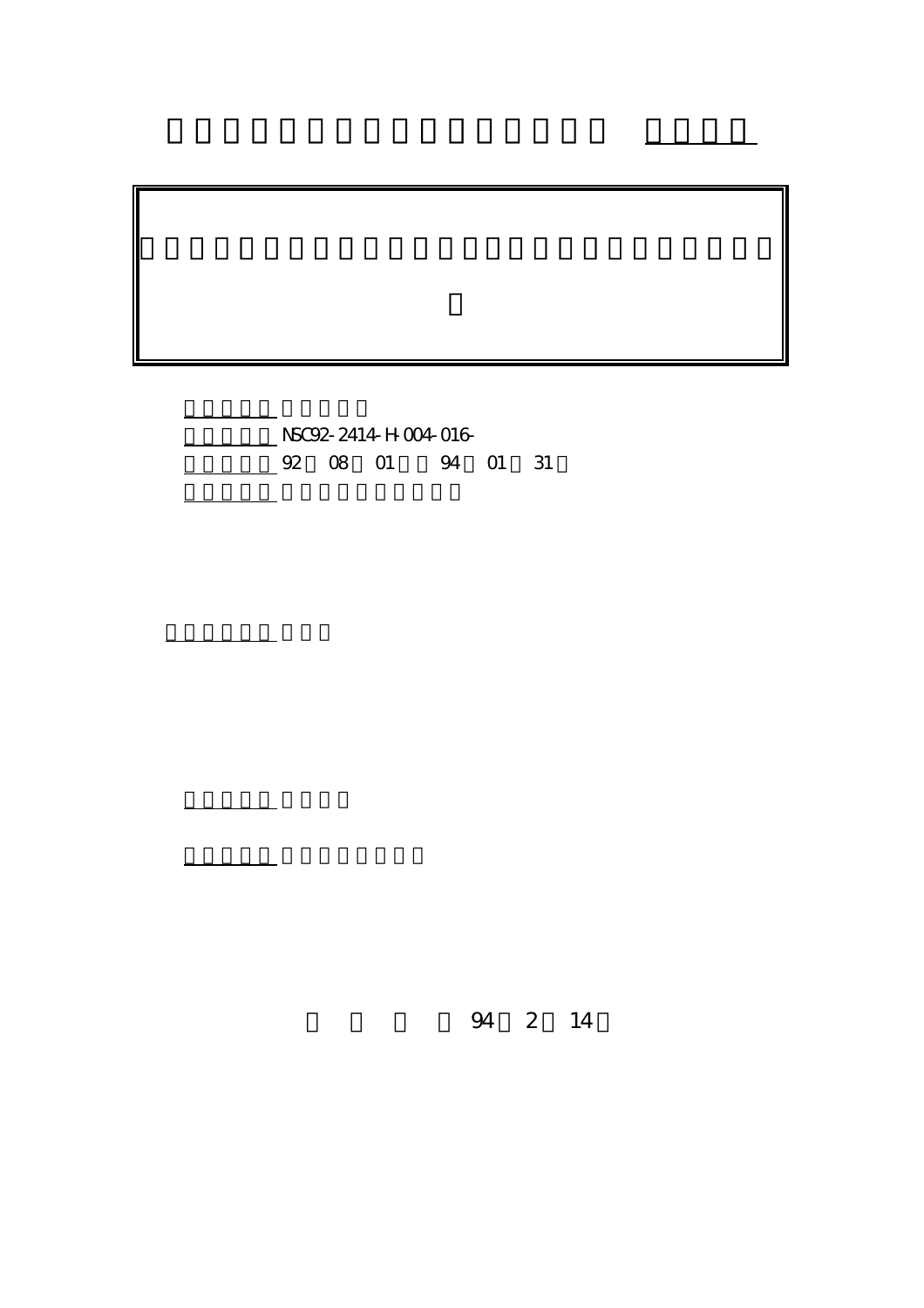NSC92-2414-H-004-016-

92 08 01 94 01 31

94 2 14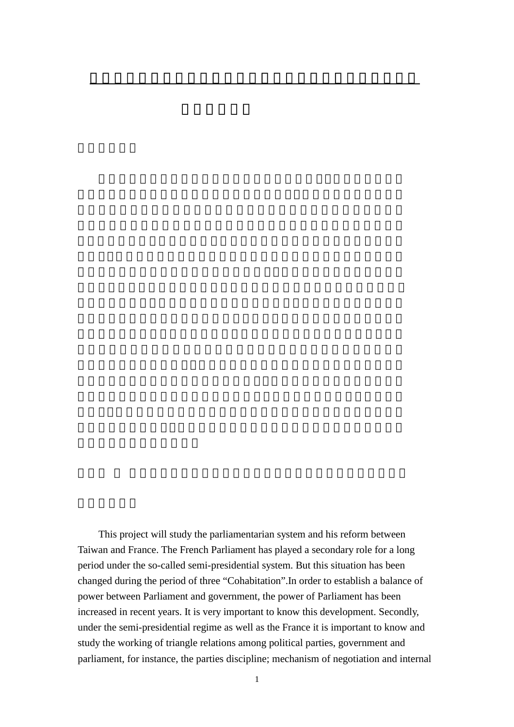This project will study the parliamentarian system and his reform between Taiwan and France. The French Parliament has played a secondary role for a long period under the so-called semi-presidential system. But this situation has been changed during the period of three “Cohabitation”.In order to establish a balance of power between Parliament and government, the power of Parliament has been increased in recent years. It is very important to know this development. Secondly, under the semi-presidential regime as well as the France it is important to know and study the working of triangle relations among political parties, government and parliament, for instance, the parties discipline; mechanism of negotiation and internal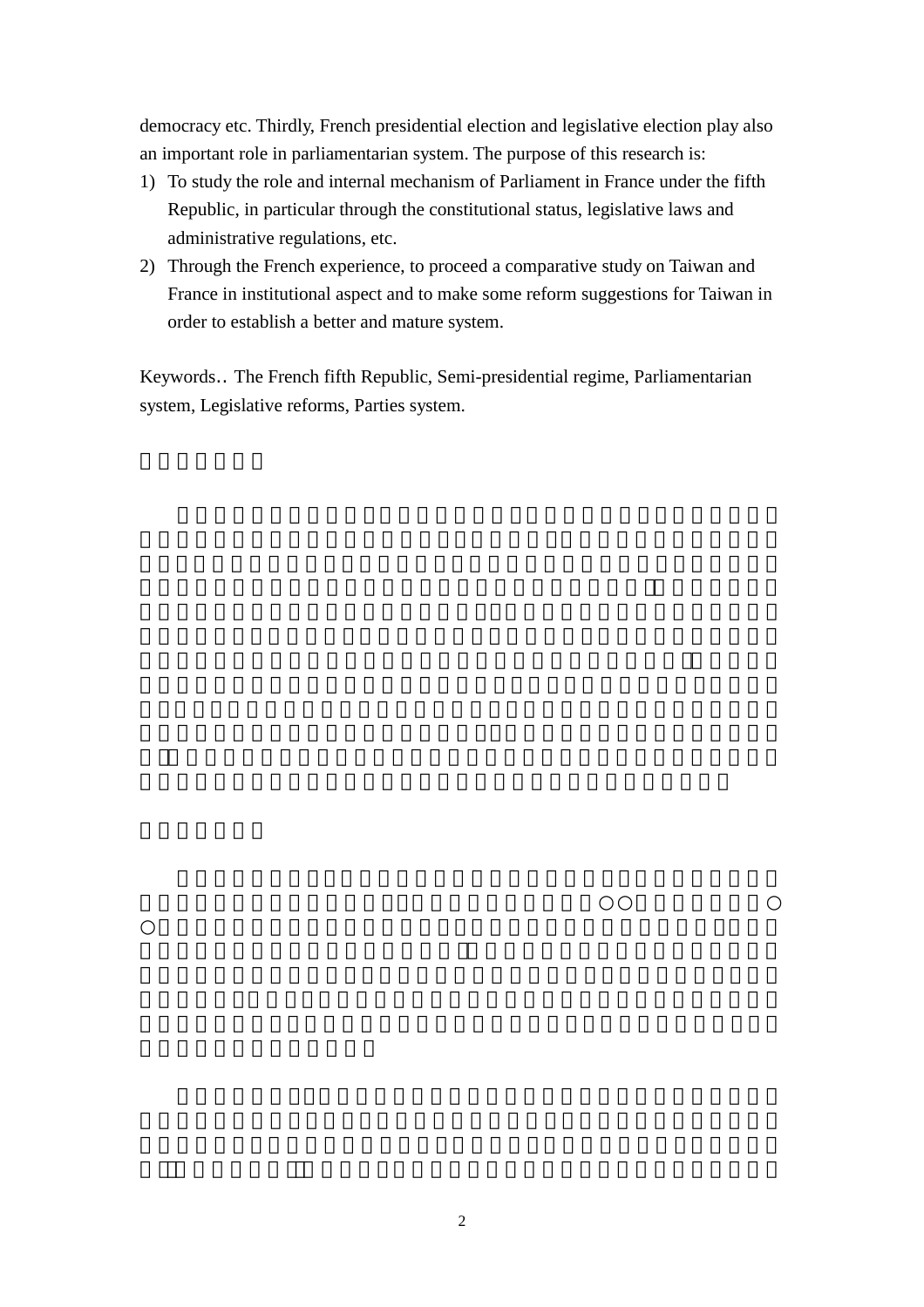democracy etc. Thirdly, French presidential election and legislative election play also an important role in parliamentarian system. The purpose of this research is:

1) To study the role and internal mechanism of Parliament in France under the fifth Republic, in particular through the constitutional status, legislative laws and administrative regulations, etc.
2) Through the French experience, to proceed a comparative study on Taiwan and France in institutional aspect and to make some reform suggestions for Taiwan in order to establish a better and mature system.

Keywords: The French fifth Republic, Semi-presidential regime, Parliamentarian system, Legislative reforms, Parties system.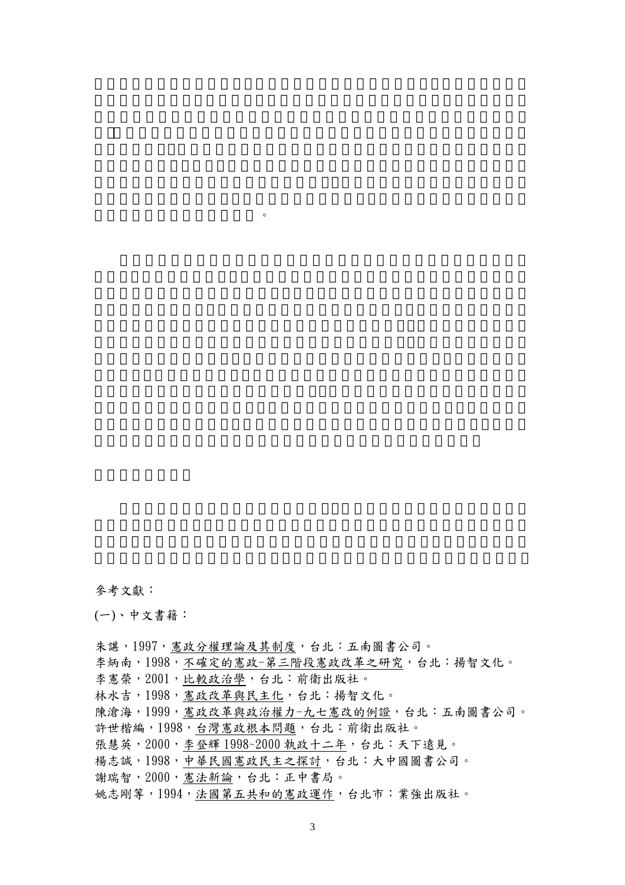參考文獻：

(一)、中文書籍：

朱諶，1997，憲政分權理論及其制度，台北：五南圖書公司。
李炳南，1998，不確定的憲政-第三階段憲政改革之研究，台北：揚智文化。
李憲榮，2001，比較政治學，台北：前衛出版社。
林水吉，1998，憲政改革與民主化，台北：揚智文化。
陳滄海，1999，憲政改革與政治權力-九七憲改的例證，台北：五南圖書公司。
許世楷編，1998，台灣憲政根本問題，台北：前衛出版社。
張慧英，2000，李登輝 1998~2000 執政十二年，台北：天下遠見。
楊志誠，1998，中華民國憲政民主之探討，台北：大中國圖書公司。
謝瑞智，2000，憲法新論，台北：正中書局。
姚志剛等，1994，法國第五共和的憲政運作，台北市：業強出版社。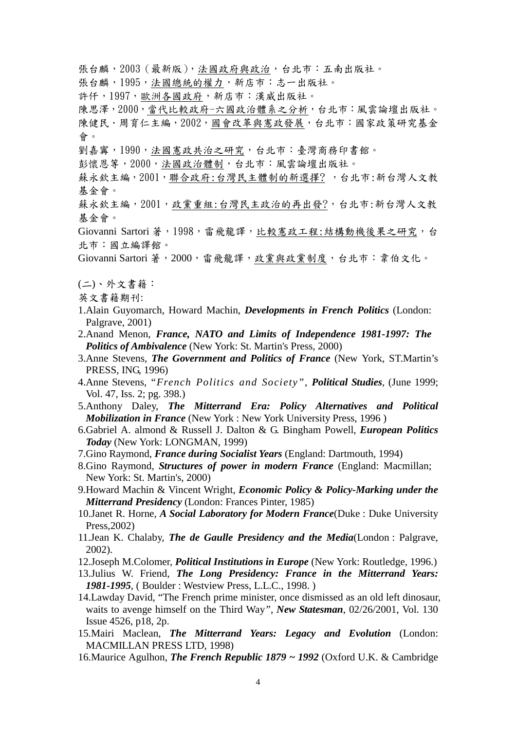張台麟，2003（最新版），<u>法國政府與政治</u>，台北市：五南出版社。

張台麟，1995，<u>法國總統的權力</u>，新店市：志一出版社。

許仟，1997，<u>歐洲各國政府</u>，新店市：漢威出版社。

陳思澤，2000，<u>當代比較政府-六國政治體系之分析</u>，台北市：風雲論壇出版社。

陳健民．周育仁主編，2002，<u>國會改革與憲政發展</u>，台北市：國家政策研究基金會。

劉嘉寗，1990，<u>法國憲政共治之研究</u>，台北市：臺灣商務印書館。

彭懷恩等，2000，<u>法國政治體制</u>，台北市：風雲論壇出版社。

蘇永欽主編，2001，<u>聯合政府:台灣民主體制的新選擇?</u> ，台北市:新台灣人文教基金會。

蘇永欽主編，2001，<u>政黨重組:台灣民主政治的再出發?</u>，台北市:新台灣人文教基金會。

Giovanni Sartori 著，1998，雷飛龍譯，<u>比較憲政工程:結構動機後果之研究</u>，台北市：國立編譯館。

Giovanni Sartori 著，2000，雷飛龍譯，<u>政黨與政黨制度</u>，台北市：韋伯文化。

(二)、外文書籍：

英文書籍期刊:

1.Alain Guyomarch, Howard Machin, ***Developments in French Politics*** (London: Palgrave, 2001)

2.Anand Menon, ***France, NATO and Limits of Independence 1981-1997: The Politics of Ambivalence*** (New York: St. Martin's Press, 2000)

3.Anne Stevens, ***The Government and Politics of France*** (New York, ST.Martin's PRESS, ING, 1996)

4.Anne Stevens, "*French Politics and Society*", ***Political Studies***, (June 1999; Vol. 47, Iss. 2; pg. 398.)

5.Anthony Daley, ***The Mitterrand Era: Policy Alternatives and Political Mobilization in France*** (New York : New York University Press, 1996 )

6.Gabriel A. almond & Russell J. Dalton & G. Bingham Powell, ***European Politics Today*** (New York: LONGMAN, 1999)

7.Gino Raymond, ***France during Socialist Years*** (England: Dartmouth, 1994)

8.Gino Raymond, ***Structures of power in modern France*** (England: Macmillan; New York: St. Martin's, 2000)

9.Howard Machin & Vincent Wright, ***Economic Policy & Policy-Marking under the Mitterrand Presidency*** (London: Frances Pinter, 1985)

10.Janet R. Horne, ***A Social Laboratory for Modern France***(Duke : Duke University Press,2002)

11.Jean K. Chalaby, ***The de Gaulle Presidency and the Media***(London : Palgrave, 2002).

12.Joseph M.Colomer, ***Political Institutions in Europe*** (New York: Routledge, 1996.)

13.Julius W. Friend, ***The Long Presidency: France in the Mitterrand Years: 1981-1995***, ( Boulder : Westview Press, L.L.C., 1998. )

14.Lawday David, "The French prime minister, once dismissed as an old left dinosaur, waits to avenge himself on the Third Way", ***New Statesman***, 02/26/2001, Vol. 130 Issue 4526, p18, 2p.

15.Mairi Maclean, ***The Mitterrand Years: Legacy and Evolution*** (London: MACMILLAN PRESS LTD, 1998)

16.Maurice Agulhon, ***The French Republic 1879 ~ 1992*** (Oxford U.K. & Cambridge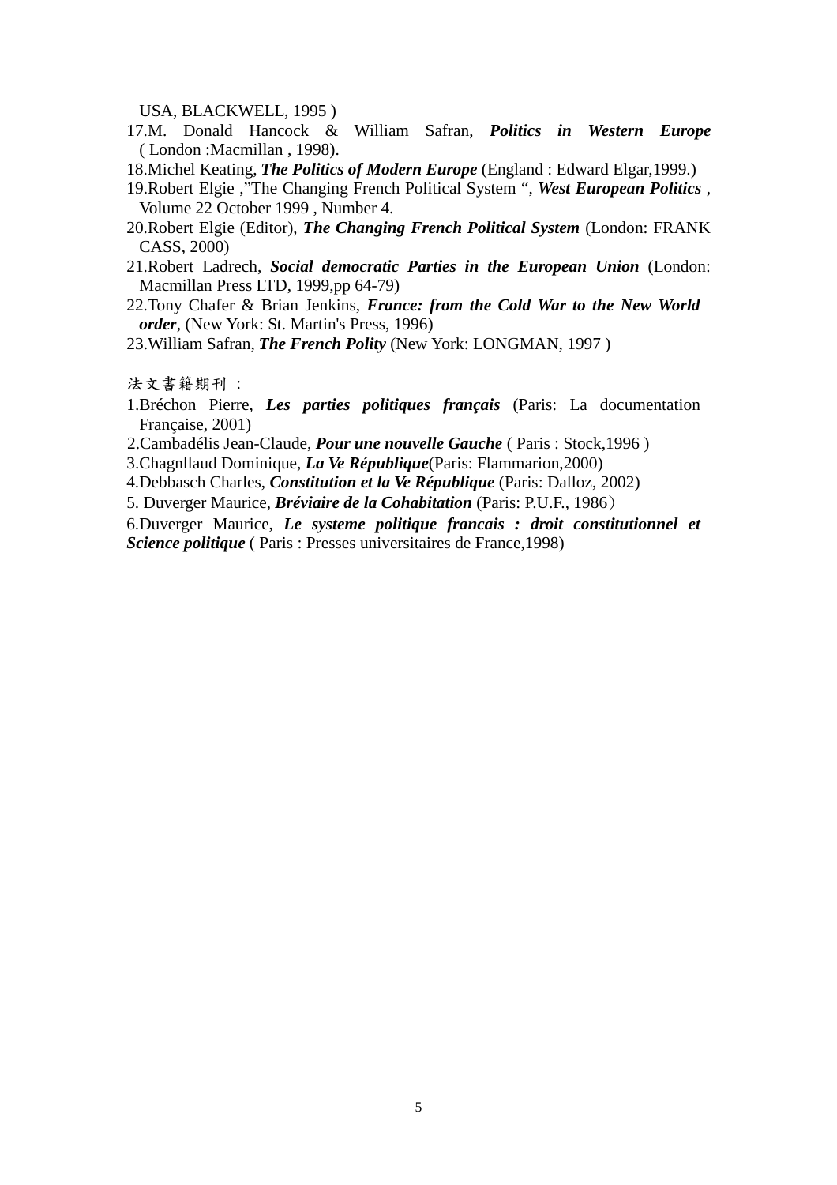USA, BLACKWELL, 1995 )

17.M. Donald Hancock & William Safran, ***Politics in Western Europe*** ( London :Macmillan , 1998).

18.Michel Keating, ***The Politics of Modern Europe*** (England : Edward Elgar,1999.)

19.Robert Elgie ,"The Changing French Political System ", ***West European Politics*** , Volume 22 October 1999 , Number 4.

20.Robert Elgie (Editor), ***The Changing French Political System*** (London: FRANK CASS, 2000)

21.Robert Ladrech, ***Social democratic Parties in the European Union*** (London: Macmillan Press LTD, 1999,pp 64-79)

22.Tony Chafer & Brian Jenkins, ***France: from the Cold War to the New World order***, (New York: St. Martin's Press, 1996)

23.William Safran, ***The French Polity*** (New York: LONGMAN, 1997 )

法文書籍期刊：

1.Bréchon Pierre, ***Les parties politiques français*** (Paris: La documentation Française, 2001)

2.Cambadélis Jean-Claude, ***Pour une nouvelle Gauche*** ( Paris : Stock,1996 )

3.Chagnllaud Dominique, ***La Ve République***(Paris: Flammarion,2000)

4.Debbasch Charles, ***Constitution et la Ve République*** (Paris: Dalloz, 2002)

5. Duverger Maurice, ***Bréviaire de la Cohabitation*** (Paris: P.U.F., 1986）

6.Duverger Maurice, ***Le systeme politique francais : droit constitutionnel et Science politique*** ( Paris : Presses universitaires de France,1998)